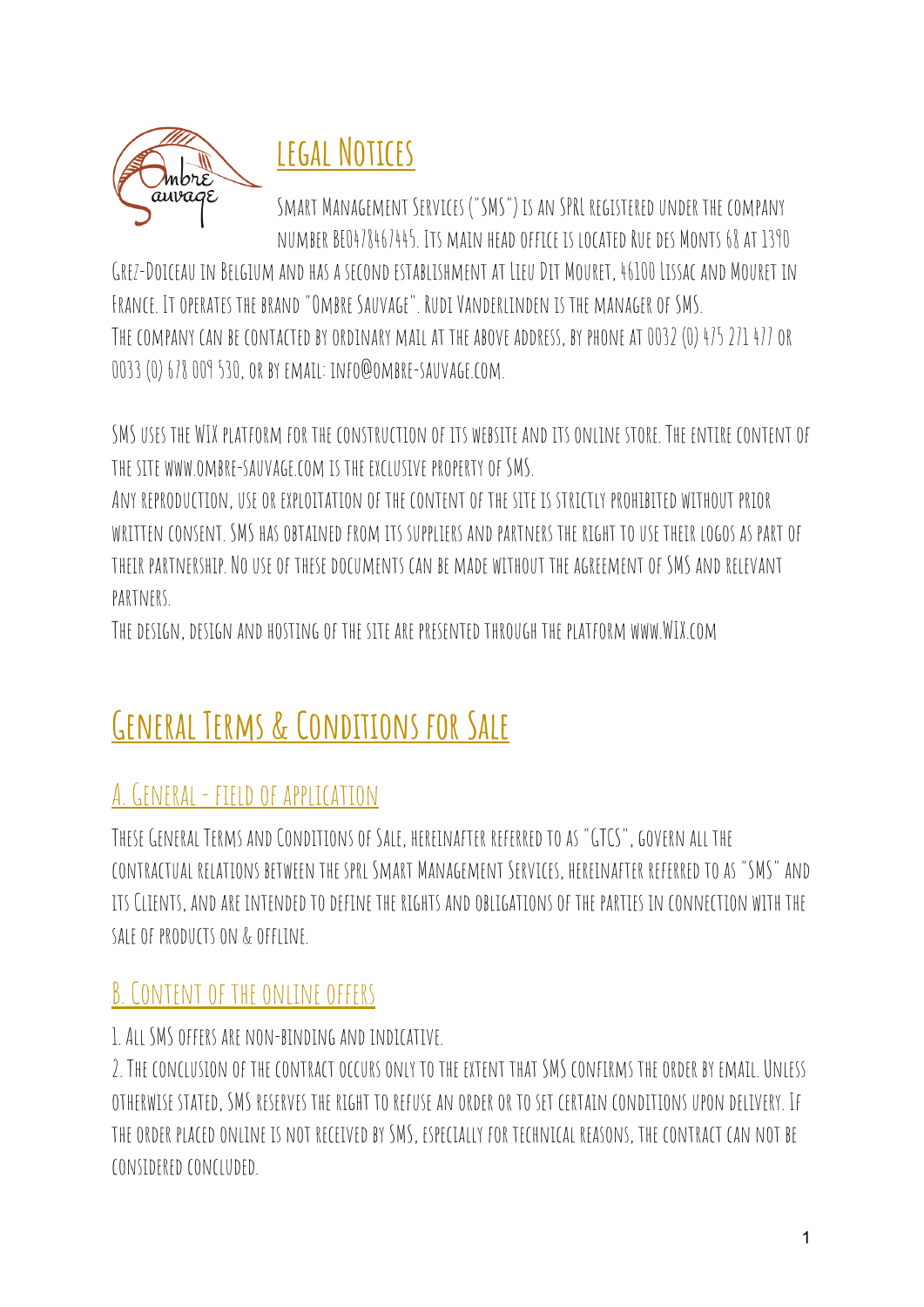# LEGAL NOTICES

SMART MANAGEMENT SERVICES ("SMS") IS AN SPRL REGISTERED UNDER THE COMPANY NUMBER BE0478467445. ITS MAIN HEAD OFFICE IS LOCATED RUE DES MONTS 68 AT 1390 GREZ-DOICEAU IN BELGIUM AND HAS A SECOND ESTABLISHMENT AT LIEU DIT MOURET, 46100 LISSAC AND MOURET IN FRANCE. IT OPERATES THE BRAND "OMBRE SAUVAGE". RUDI VANDERLINDEN IS THE MANAGER OF SMS.
THE COMPANY CAN BE CONTACTED BY ORDINARY MAIL AT THE ABOVE ADDRESS, BY PHONE AT 0032 (0) 475 271 477 OR 0033 (0) 678 009 530, OR BY EMAIL: INFO@OMBRE-SAUVAGE.COM.

SMS USES THE WIX PLATFORM FOR THE CONSTRUCTION OF ITS WEBSITE AND ITS ONLINE STORE. THE ENTIRE CONTENT OF THE SITE WWW.OMBRE-SAUVAGE.COM IS THE EXCLUSIVE PROPERTY OF SMS.
ANY REPRODUCTION, USE OR EXPLOITATION OF THE CONTENT OF THE SITE IS STRICTLY PROHIBITED WITHOUT PRIOR WRITTEN CONSENT. SMS HAS OBTAINED FROM ITS SUPPLIERS AND PARTNERS THE RIGHT TO USE THEIR LOGOS AS PART OF THEIR PARTNERSHIP. NO USE OF THESE DOCUMENTS CAN BE MADE WITHOUT THE AGREEMENT OF SMS AND RELEVANT PARTNERS.
THE DESIGN, DESIGN AND HOSTING OF THE SITE ARE PRESENTED THROUGH THE PLATFORM WWW.WIX.COM

# GENERAL TERMS & CONDITIONS FOR SALE

## A. GENERAL - FIELD OF APPLICATION

THESE GENERAL TERMS AND CONDITIONS OF SALE, HEREINAFTER REFERRED TO AS "GTCS", GOVERN ALL THE CONTRACTUAL RELATIONS BETWEEN THE SPRL SMART MANAGEMENT SERVICES, HEREINAFTER REFERRED TO AS "SMS" AND ITS CLIENTS, AND ARE INTENDED TO DEFINE THE RIGHTS AND OBLIGATIONS OF THE PARTIES IN CONNECTION WITH THE SALE OF PRODUCTS ON & OFFLINE.

## B. CONTENT OF THE ONLINE OFFERS

1. ALL SMS OFFERS ARE NON-BINDING AND INDICATIVE.
2. THE CONCLUSION OF THE CONTRACT OCCURS ONLY TO THE EXTENT THAT SMS CONFIRMS THE ORDER BY EMAIL. UNLESS OTHERWISE STATED, SMS RESERVES THE RIGHT TO REFUSE AN ORDER OR TO SET CERTAIN CONDITIONS UPON DELIVERY. IF THE ORDER PLACED ONLINE IS NOT RECEIVED BY SMS, ESPECIALLY FOR TECHNICAL REASONS, THE CONTRACT CAN NOT BE CONSIDERED CONCLUDED.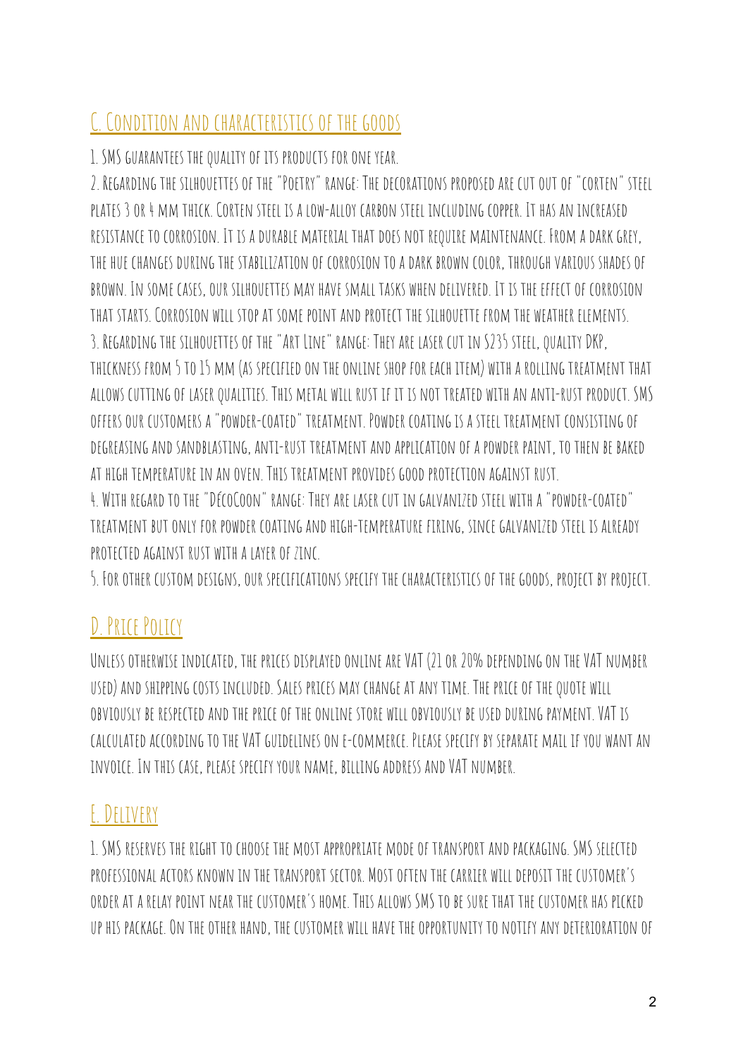## C. Condition and characteristics of the goods

1. SMS guarantees the quality of its products for one year.
2. Regarding the silhouettes of the "Poetry" range: The decorations proposed are cut out of "corten" steel plates 3 or 4 mm thick. Corten steel is a low-alloy carbon steel including copper. It has an increased resistance to corrosion. It is a durable material that does not require maintenance. From a dark grey, the hue changes during the stabilization of corrosion to a dark brown color, through various shades of brown. In some cases, our silhouettes may have small tasks when delivered. It is the effect of corrosion that starts. Corrosion will stop at some point and protect the silhouette from the weather elements.
3. Regarding the silhouettes of the "Art Line" range: They are laser cut in S235 steel, quality DKP, thickness from 5 to 15 mm (as specified on the online shop for each item) with a rolling treatment that allows cutting of laser qualities. This metal will rust if it is not treated with an anti-rust product. SMS offers our customers a "powder-coated" treatment. Powder coating is a steel treatment consisting of degreasing and sandblasting, anti-rust treatment and application of a powder paint, to then be baked at high temperature in an oven. This treatment provides good protection against rust.
4. With regard to the "DécoCoon" range: They are laser cut in galvanized steel with a "powder-coated" treatment but only for powder coating and high-temperature firing, since galvanized steel is already protected against rust with a layer of zinc.
5. For other custom designs, our specifications specify the characteristics of the goods, project by project.

## D. Price Policy

Unless otherwise indicated, the prices displayed online are VAT (21 or 20% depending on the VAT number used) and shipping costs included. Sales prices may change at any time. The price of the quote will obviously be respected and the price of the online store will obviously be used during payment. VAT is calculated according to the VAT guidelines on e-commerce. Please specify by separate mail if you want an invoice. In this case, please specify your name, billing address and VAT number.

## E. Delivery

1. SMS reserves the right to choose the most appropriate mode of transport and packaging. SMS selected professional actors known in the transport sector. Most often the carrier will deposit the customer's order at a relay point near the customer's home. This allows SMS to be sure that the customer has picked up his package. On the other hand, the customer will have the opportunity to notify any deterioration of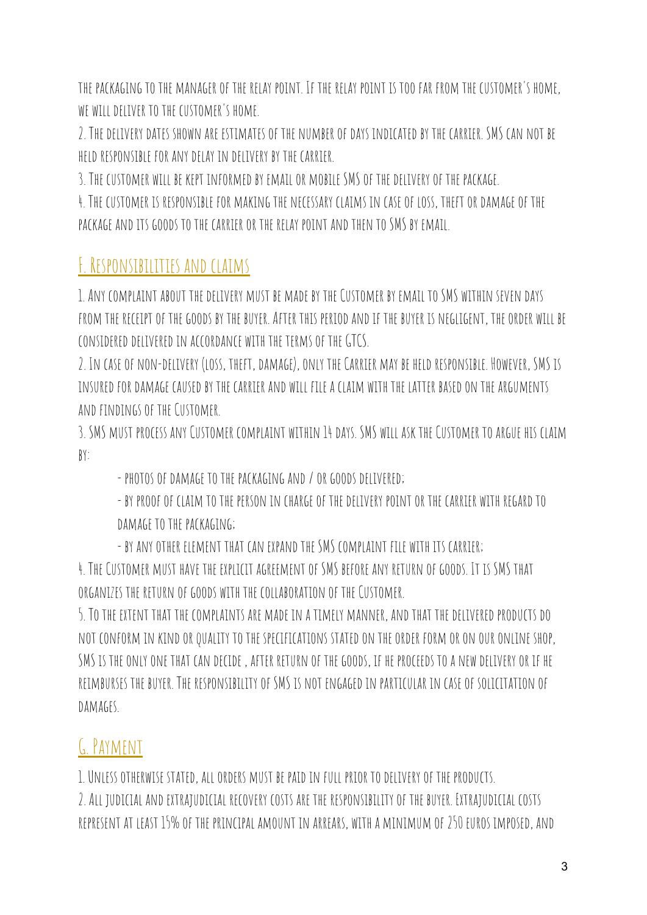the packaging to the manager of the relay point. If the relay point is too far from the customer's home, we will deliver to the customer's home.

2. The delivery dates shown are estimates of the number of days indicated by the carrier. SMS can not be held responsible for any delay in delivery by the carrier.

3. The customer will be kept informed by email or mobile SMS of the delivery of the package.

4. The customer is responsible for making the necessary claims in case of loss, theft or damage of the package and its goods to the carrier or the relay point and then to SMS by email.

## F. Responsibilities and claims

1. Any complaint about the delivery must be made by the Customer by email to SMS within seven days from the receipt of the goods by the buyer. After this period and if the buyer is negligent, the order will be considered delivered in accordance with the terms of the GTCS.

2. In case of non-delivery (loss, theft, damage), only the Carrier may be held responsible. However, SMS is insured for damage caused by the carrier and will file a claim with the latter based on the arguments and findings of the Customer.

3. SMS must process any Customer complaint within 14 days. SMS will ask the Customer to argue his claim by:

   - photos of damage to the packaging and / or goods delivered;
   - by proof of claim to the person in charge of the delivery point or the carrier with regard to damage to the packaging;
   - by any other element that can expand the SMS complaint file with its carrier;

4. The Customer must have the explicit agreement of SMS before any return of goods. It is SMS that organizes the return of goods with the collaboration of the Customer.

5. To the extent that the complaints are made in a timely manner, and that the delivered products do not conform in kind or quality to the specifications stated on the order form or on our online shop, SMS is the only one that can decide , after return of the goods, if he proceeds to a new delivery or if he reimburses the buyer. The responsibility of SMS is not engaged in particular in case of solicitation of damages.

## G. Payment

1. Unless otherwise stated, all orders must be paid in full prior to delivery of the products.

2. All judicial and extrajudicial recovery costs are the responsibility of the buyer. Extrajudicial costs represent at least 15% of the principal amount in arrears, with a minimum of 250 euros imposed, and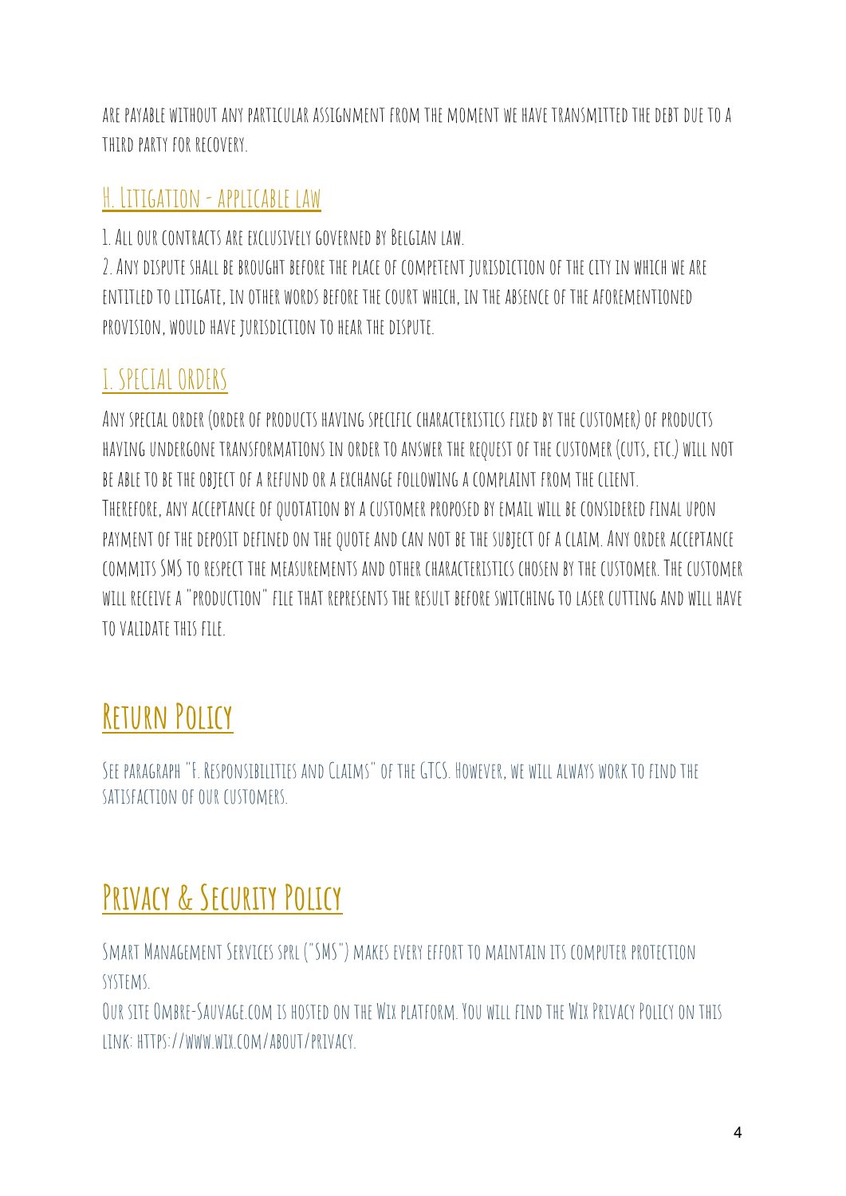are payable without any particular assignment from the moment we have transmitted the debt due to a third party for recovery.

### H. Litigation - applicable law

1. All our contracts are exclusively governed by Belgian law.
2. Any dispute shall be brought before the place of competent jurisdiction of the city in which we are entitled to litigate, in other words before the court which, in the absence of the aforementioned provision, would have jurisdiction to hear the dispute.

### I. Special orders

Any special order (order of products having specific characteristics fixed by the customer) of products having undergone transformations in order to answer the request of the customer (cuts, etc.) will not be able to be the object of a refund or a exchange following a complaint from the client.
Therefore, any acceptance of quotation by a customer proposed by email will be considered final upon payment of the deposit defined on the quote and can not be the subject of a claim. Any order acceptance commits SMS to respect the measurements and other characteristics chosen by the customer. The customer will receive a "production" file that represents the result before switching to laser cutting and will have to validate this file.

## Return Policy

See paragraph "F. Responsibilities and Claims" of the GTCS. However, we will always work to find the satisfaction of our customers.

## Privacy & Security Policy

Smart Management Services sprl ("SMS") makes every effort to maintain its computer protection systems.
Our site Ombre-Sauvage.com is hosted on the Wix platform. You will find the Wix Privacy Policy on this link: https://www.wix.com/about/privacy.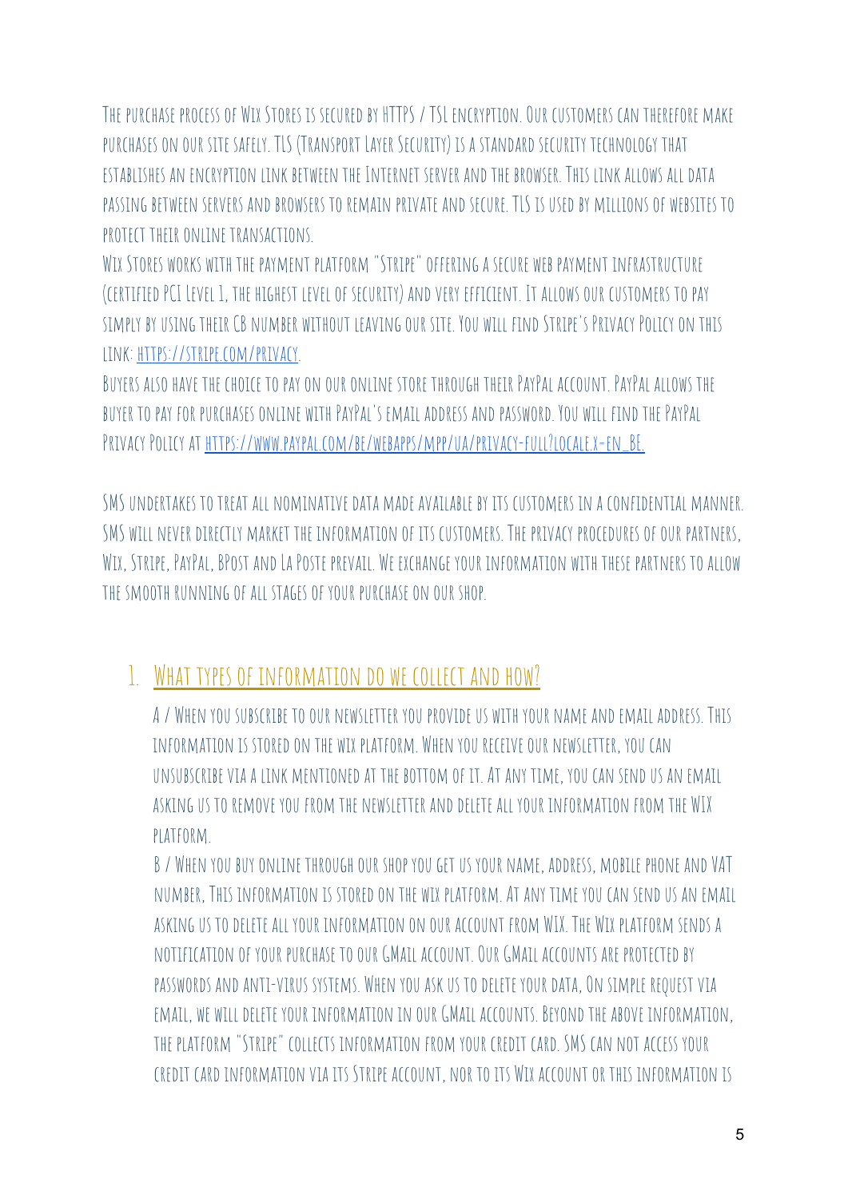The purchase process of Wix Stores is secured by HTTPS / TSL encryption. Our customers can therefore make purchases on our site safely. TLS (Transport Layer Security) is a standard security technology that establishes an encryption link between the Internet server and the browser. This link allows all data passing between servers and browsers to remain private and secure. TLS is used by millions of websites to protect their online transactions.

Wix Stores works with the payment platform "Stripe" offering a secure web payment infrastructure (certified PCI Level 1, the highest level of security) and very efficient. It allows our customers to pay simply by using their CB number without leaving our site. You will find Stripe's Privacy Policy on this link: [https://stripe.com/privacy](https://stripe.com/privacy).

Buyers also have the choice to pay on our online store through their PayPal account. PayPal allows the buyer to pay for purchases online with PayPal's email address and password. You will find the PayPal Privacy Policy at [https://www.paypal.com/be/webapps/mpp/ua/privacy-full?locale.x=en_BE.](https://www.paypal.com/be/webapps/mpp/ua/privacy-full?locale.x=en_BE)

SMS undertakes to treat all nominative data made available by its customers in a confidential manner. SMS will never directly market the information of its customers. The privacy procedures of our partners, Wix, Stripe, PayPal, BPost and La Poste prevail. We exchange your information with these partners to allow the smooth running of all stages of your purchase on our shop.

## 1. What types of information do we collect and how?

A / When you subscribe to our newsletter you provide us with your name and email address. This information is stored on the wix platform. When you receive our newsletter, you can unsubscribe via a link mentioned at the bottom of it. At any time, you can send us an email asking us to remove you from the newsletter and delete all your information from the WIX platform.

B / When you buy online through our shop you get us your name, address, mobile phone and VAT number, This information is stored on the wix platform. At any time you can send us an email asking us to delete all your information on our account from WIX. The Wix platform sends a notification of your purchase to our GMail account. Our GMail accounts are protected by passwords and anti-virus systems. When you ask us to delete your data, On simple request via email, we will delete your information in our GMail accounts. Beyond the above information, the platform "Stripe" collects information from your credit card. SMS can not access your credit card information via its Stripe account, nor to its Wix account or this information is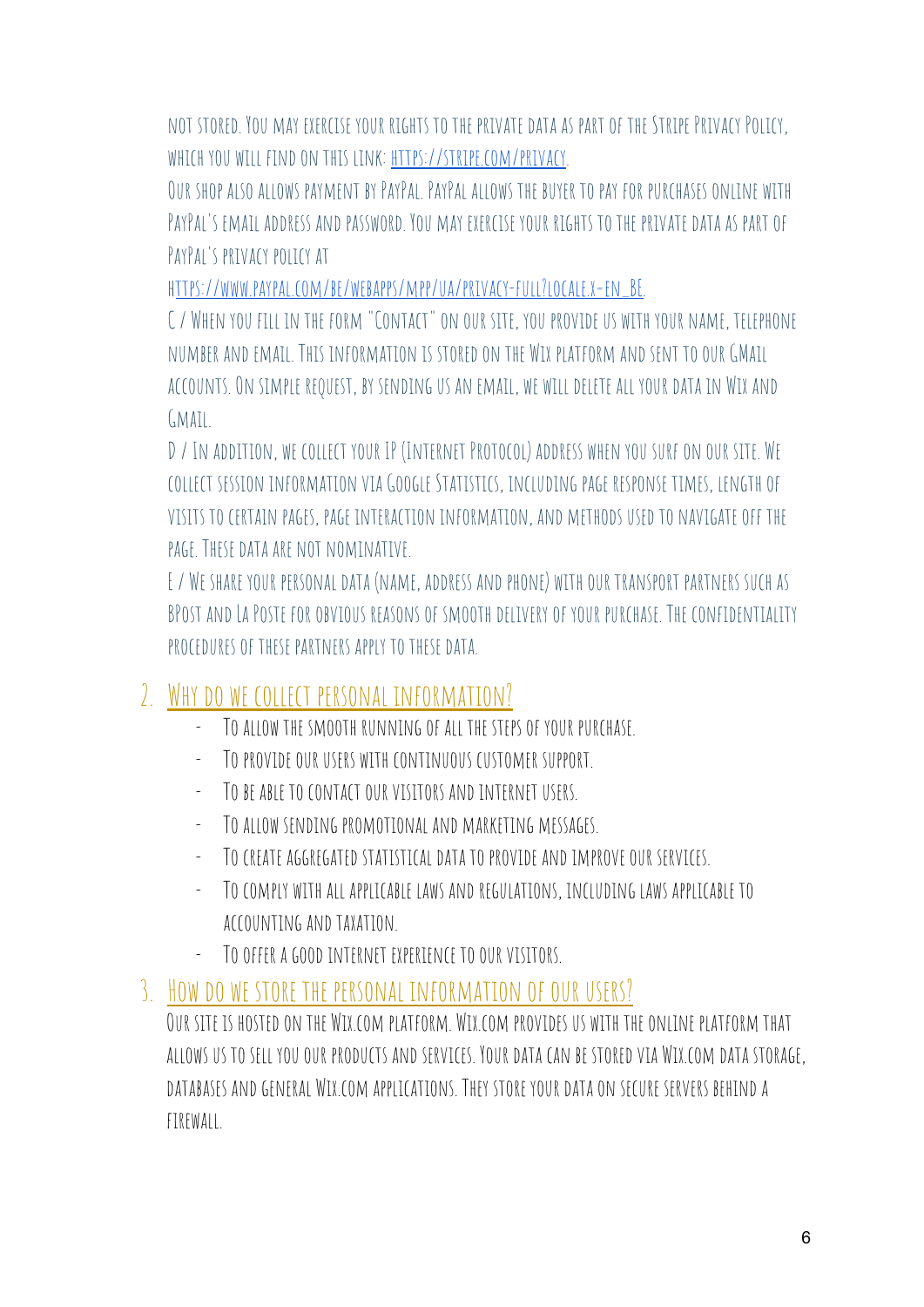not stored. You may exercise your rights to the private data as part of the Stripe Privacy Policy, which you will find on this link: [https://stripe.com/privacy](https://stripe.com/privacy).

Our shop also allows payment by PayPal. PayPal allows the buyer to pay for purchases online with PayPal's email address and password. You may exercise your rights to the private data as part of PayPal's privacy policy at [https://www.paypal.com/be/webapps/mpp/ua/privacy-full?locale.x=en_BE](https://www.paypal.com/be/webapps/mpp/ua/privacy-full?locale.x=en_BE).

C / When you fill in the form "Contact" on our site, you provide us with your name, telephone number and email. This information is stored on the Wix platform and sent to our GMail accounts. On simple request, by sending us an email, we will delete all your data in Wix and Gmail.

D / In addition, we collect your IP (Internet Protocol) address when you surf on our site. We collect session information via Google Statistics, including page response times, length of visits to certain pages, page interaction information, and methods used to navigate off the page. These data are not nominative.

E / We share your personal data (name, address and phone) with our transport partners such as BPost and La Poste for obvious reasons of smooth delivery of your purchase. The confidentiality procedures of these partners apply to these data.

## 2. Why do we collect personal information?

- To allow the smooth running of all the steps of your purchase.
- To provide our users with continuous customer support.
- To be able to contact our visitors and internet users.
- To allow sending promotional and marketing messages.
- To create aggregated statistical data to provide and improve our services.
- To comply with all applicable laws and regulations, including laws applicable to accounting and taxation.
- To offer a good internet experience to our visitors.

## 3. How do we store the personal information of our users?

Our site is hosted on the Wix.com platform. Wix.com provides us with the online platform that allows us to sell you our products and services. Your data can be stored via Wix.com data storage, databases and general Wix.com applications. They store your data on secure servers behind a firewall.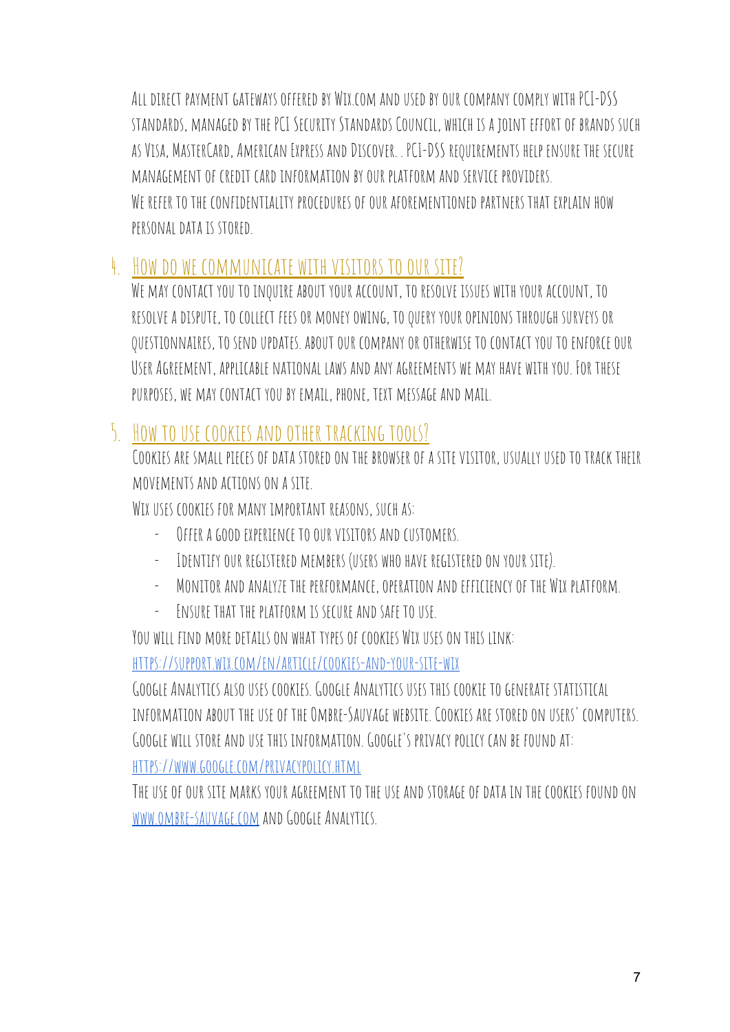All direct payment gateways offered by Wix.com and used by our company comply with PCI-DSS standards, managed by the PCI Security Standards Council, which is a joint effort of brands such as Visa, MasterCard, American Express and Discover. . PCI-DSS requirements help ensure the secure management of credit card information by our platform and service providers.
We refer to the confidentiality procedures of our aforementioned partners that explain how personal data is stored.

## 4. How do we communicate with visitors to our site?

We may contact you to inquire about your account, to resolve issues with your account, to resolve a dispute, to collect fees or money owing, to query your opinions through surveys or questionnaires, to send updates. about our company or otherwise to contact you to enforce our User Agreement, applicable national laws and any agreements we may have with you. For these purposes, we may contact you by email, phone, text message and mail.

## 5. How to use cookies and other tracking tools?

Cookies are small pieces of data stored on the browser of a site visitor, usually used to track their movements and actions on a site.

Wix uses cookies for many important reasons, such as:

- Offer a good experience to our visitors and customers.
- Identify our registered members (users who have registered on your site).
- Monitor and analyze the performance, operation and efficiency of the Wix platform.
- Ensure that the platform is secure and safe to use.

You will find more details on what types of cookies Wix uses on this link:
https://support.wix.com/en/article/cookies-and-your-site-wix

Google Analytics also uses cookies. Google Analytics uses this cookie to generate statistical information about the use of the Ombre-Sauvage website. Cookies are stored on users' computers. Google will store and use this information. Google's privacy policy can be found at:
https://www.google.com/privacypolicy.html

The use of our site marks your agreement to the use and storage of data in the cookies found on www.ombre-sauvage.com and Google Analytics.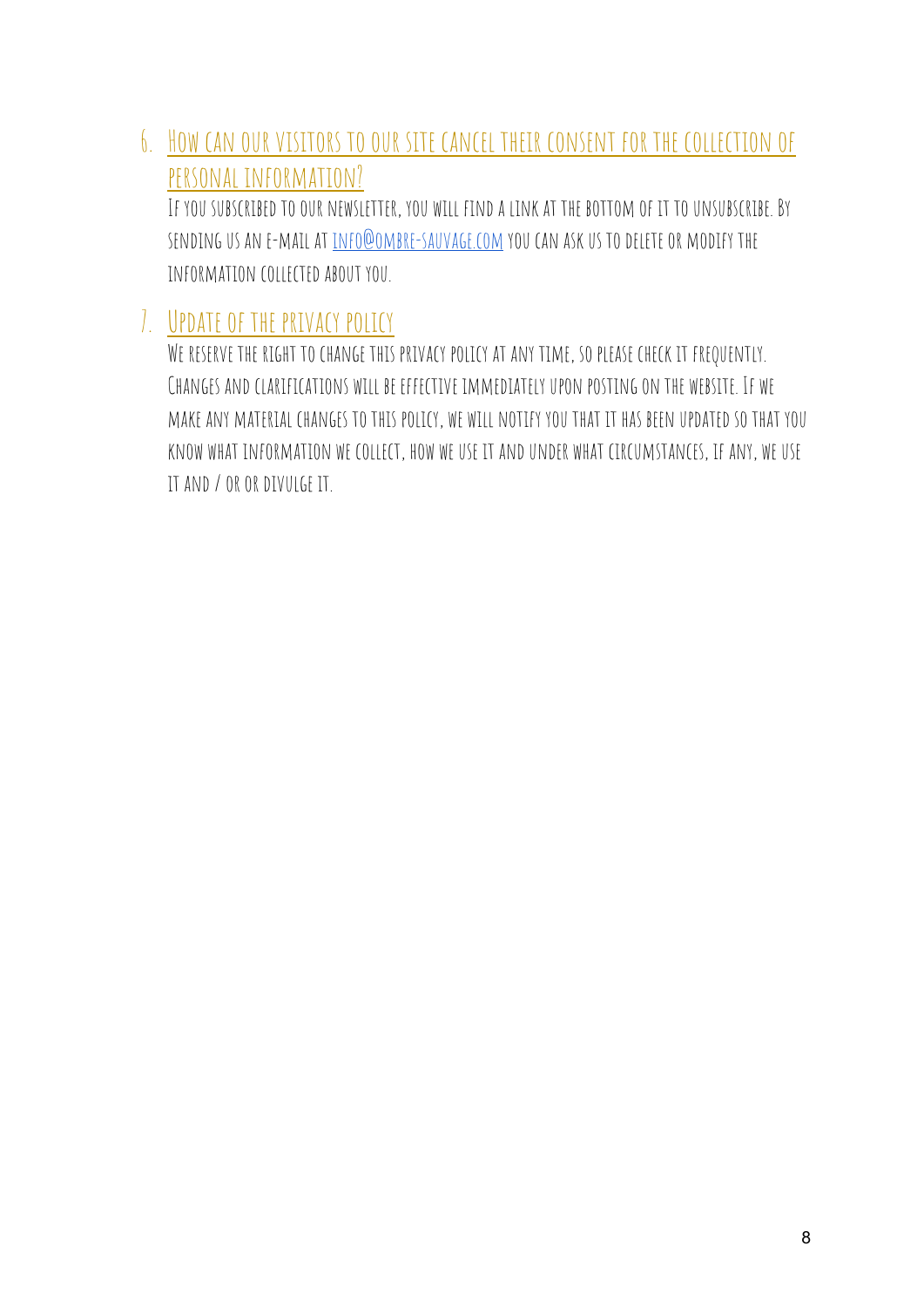## 6. How can our visitors to our site cancel their consent for the collection of personal information?

If you subscribed to our newsletter, you will find a link at the bottom of it to unsubscribe. By sending us an e-mail at info@ombre-sauvage.com you can ask us to delete or modify the information collected about you.

## 7. Update of the privacy policy

We reserve the right to change this privacy policy at any time, so please check it frequently. Changes and clarifications will be effective immediately upon posting on the website. If we make any material changes to this policy, we will notify you that it has been updated so that you know what information we collect, how we use it and under what circumstances, if any, we use it and / or or divulge it.